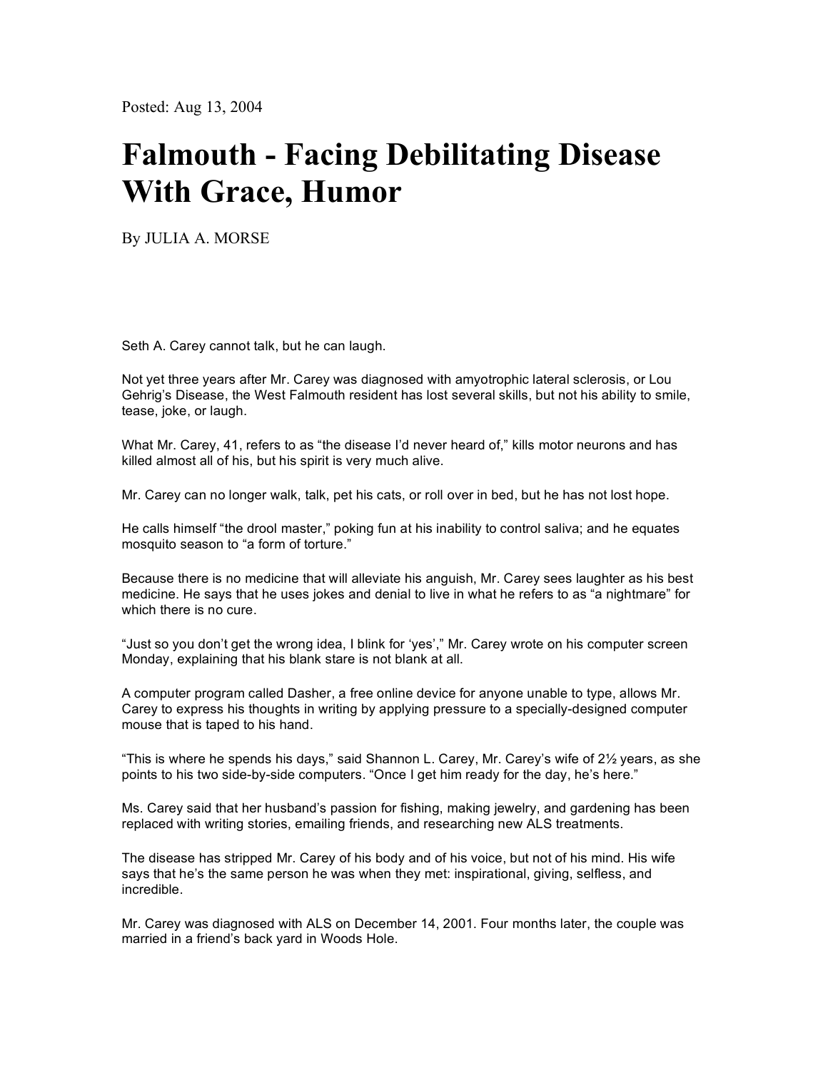Posted: Aug 13, 2004

# Falmouth - Facing Debilitating Disease With Grace, Humor

By JULIA A. MORSE

Seth A. Carey cannot talk, but he can laugh.

Not yet three years after Mr. Carey was diagnosed with amyotrophic lateral sclerosis, or Lou Gehrig's Disease, the West Falmouth resident has lost several skills, but not his ability to smile, tease, joke, or laugh.

What Mr. Carey, 41, refers to as "the disease I'd never heard of," kills motor neurons and has killed almost all of his, but his spirit is very much alive.

Mr. Carey can no longer walk, talk, pet his cats, or roll over in bed, but he has not lost hope.

He calls himself "the drool master," poking fun at his inability to control saliva; and he equates mosquito season to "a form of torture."

Because there is no medicine that will alleviate his anguish, Mr. Carey sees laughter as his best medicine. He says that he uses jokes and denial to live in what he refers to as "a nightmare" for which there is no cure.

"Just so you don't get the wrong idea, I blink for 'yes'," Mr. Carey wrote on his computer screen Monday, explaining that his blank stare is not blank at all.

A computer program called Dasher, a free online device for anyone unable to type, allows Mr. Carey to express his thoughts in writing by applying pressure to a specially-designed computer mouse that is taped to his hand.

"This is where he spends his days," said Shannon L. Carey, Mr. Carey's wife of 2½ years, as she points to his two side-by-side computers. "Once I get him ready for the day, he's here."

Ms. Carey said that her husband's passion for fishing, making jewelry, and gardening has been replaced with writing stories, emailing friends, and researching new ALS treatments.

The disease has stripped Mr. Carey of his body and of his voice, but not of his mind. His wife says that he's the same person he was when they met: inspirational, giving, selfless, and incredible.

Mr. Carey was diagnosed with ALS on December 14, 2001. Four months later, the couple was married in a friend's back yard in Woods Hole.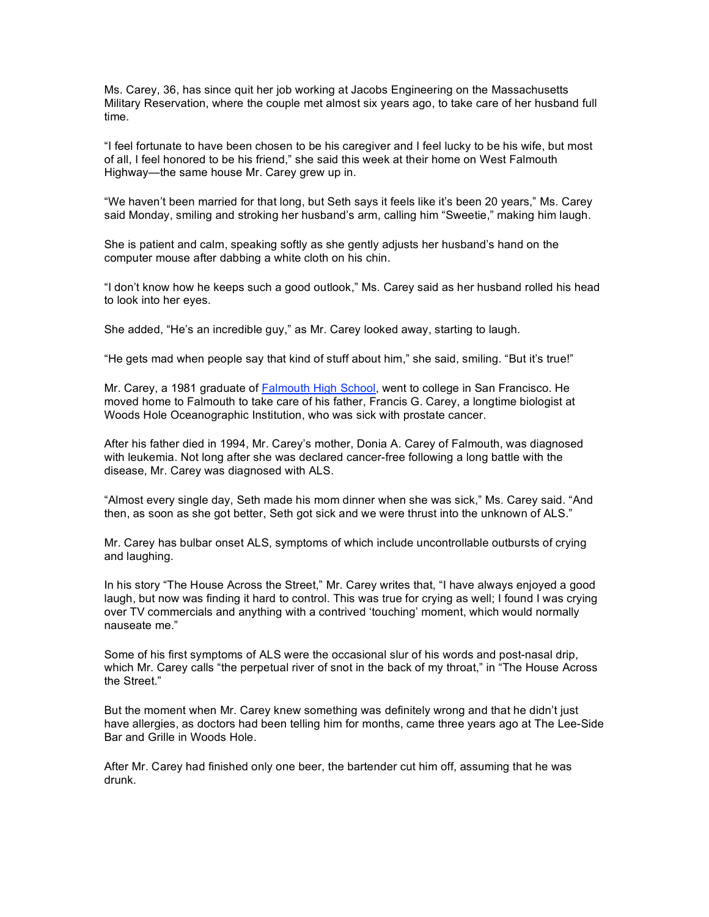Ms. Carey, 36, has since quit her job working at Jacobs Engineering on the Massachusetts Military Reservation, where the couple met almost six years ago, to take care of her husband full time.

"I feel fortunate to have been chosen to be his caregiver and I feel lucky to be his wife, but most of all, I feel honored to be his friend," she said this week at their home on West Falmouth Highway—the same house Mr. Carey grew up in.

"We haven't been married for that long, but Seth says it feels like it's been 20 years," Ms. Carey said Monday, smiling and stroking her husband's arm, calling him "Sweetie," making him laugh.

She is patient and calm, speaking softly as she gently adjusts her husband's hand on the computer mouse after dabbing a white cloth on his chin.

"I don't know how he keeps such a good outlook," Ms. Carey said as her husband rolled his head to look into her eyes.

She added, "He's an incredible guy," as Mr. Carey looked away, starting to laugh.

"He gets mad when people say that kind of stuff about him," she said, smiling. "But it's true!"

Mr. Carey, a 1981 graduate of Falmouth High School, went to college in San Francisco. He moved home to Falmouth to take care of his father, Francis G. Carey, a longtime biologist at Woods Hole Oceanographic Institution, who was sick with prostate cancer.

After his father died in 1994, Mr. Carey's mother, Donia A. Carey of Falmouth, was diagnosed with leukemia. Not long after she was declared cancer-free following a long battle with the disease, Mr. Carey was diagnosed with ALS.

"Almost every single day, Seth made his mom dinner when she was sick," Ms. Carey said. "And then, as soon as she got better, Seth got sick and we were thrust into the unknown of ALS."

Mr. Carey has bulbar onset ALS, symptoms of which include uncontrollable outbursts of crying and laughing.

In his story "The House Across the Street," Mr. Carey writes that, "I have always enjoyed a good laugh, but now was finding it hard to control. This was true for crying as well; I found I was crying over TV commercials and anything with a contrived 'touching' moment, which would normally nauseate me."

Some of his first symptoms of ALS were the occasional slur of his words and post-nasal drip, which Mr. Carey calls "the perpetual river of snot in the back of my throat," in "The House Across the Street."

But the moment when Mr. Carey knew something was definitely wrong and that he didn't just have allergies, as doctors had been telling him for months, came three years ago at The Lee-Side Bar and Grille in Woods Hole.

After Mr. Carey had finished only one beer, the bartender cut him off, assuming that he was drunk.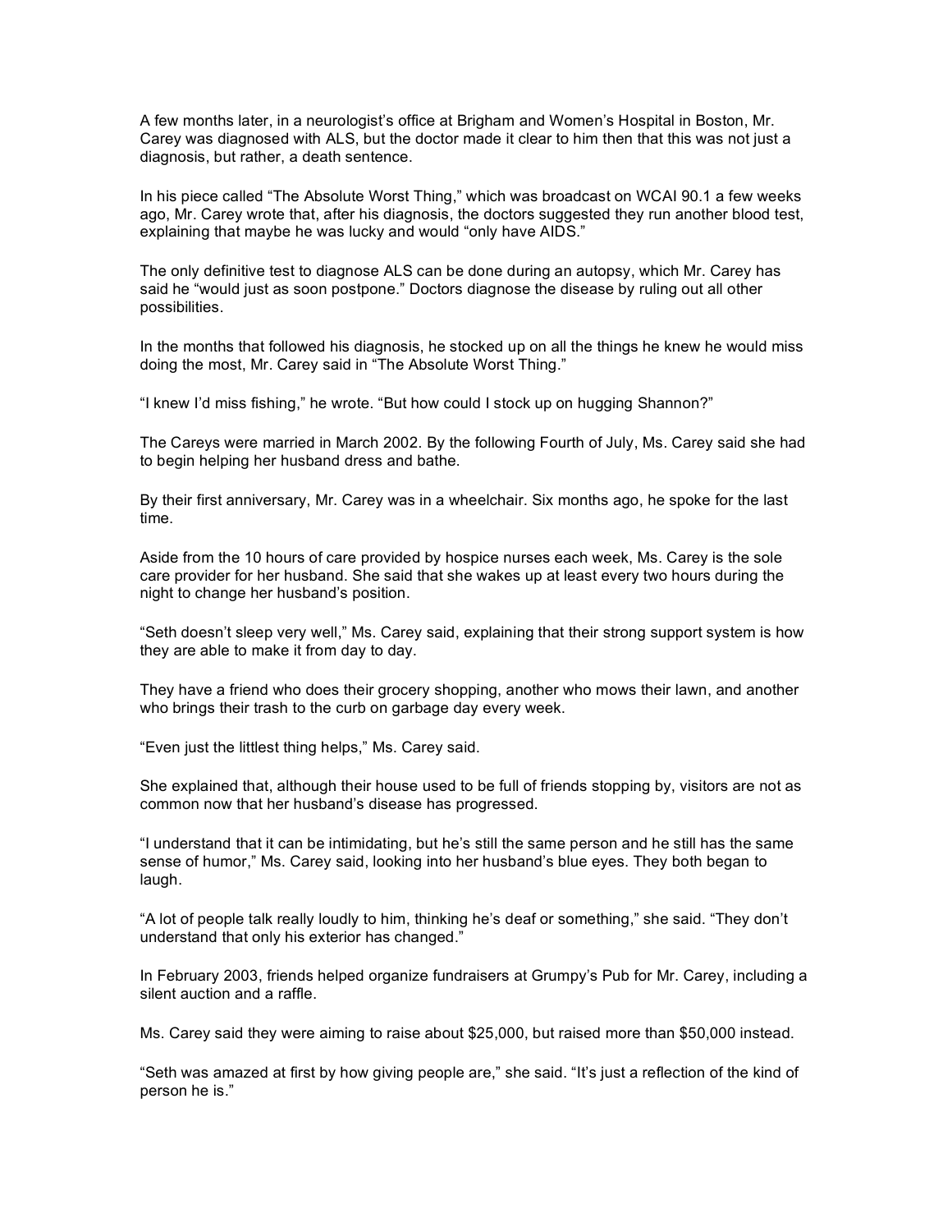A few months later, in a neurologist's office at Brigham and Women's Hospital in Boston, Mr. Carey was diagnosed with ALS, but the doctor made it clear to him then that this was not just a diagnosis, but rather, a death sentence.

In his piece called "The Absolute Worst Thing," which was broadcast on WCAI 90.1 a few weeks ago, Mr. Carey wrote that, after his diagnosis, the doctors suggested they run another blood test, explaining that maybe he was lucky and would "only have AIDS."

The only definitive test to diagnose ALS can be done during an autopsy, which Mr. Carey has said he "would just as soon postpone." Doctors diagnose the disease by ruling out all other possibilities.

In the months that followed his diagnosis, he stocked up on all the things he knew he would miss doing the most, Mr. Carey said in "The Absolute Worst Thing."

"I knew I'd miss fishing," he wrote. "But how could I stock up on hugging Shannon?"

The Careys were married in March 2002. By the following Fourth of July, Ms. Carey said she had to begin helping her husband dress and bathe.

By their first anniversary, Mr. Carey was in a wheelchair. Six months ago, he spoke for the last time.

Aside from the 10 hours of care provided by hospice nurses each week, Ms. Carey is the sole care provider for her husband. She said that she wakes up at least every two hours during the night to change her husband's position.

"Seth doesn't sleep very well," Ms. Carey said, explaining that their strong support system is how they are able to make it from day to day.

They have a friend who does their grocery shopping, another who mows their lawn, and another who brings their trash to the curb on garbage day every week.

"Even just the littlest thing helps," Ms. Carey said.

She explained that, although their house used to be full of friends stopping by, visitors are not as common now that her husband's disease has progressed.

"I understand that it can be intimidating, but he's still the same person and he still has the same sense of humor," Ms. Carey said, looking into her husband's blue eyes. They both began to laugh.

"A lot of people talk really loudly to him, thinking he's deaf or something," she said. "They don't understand that only his exterior has changed."

In February 2003, friends helped organize fundraisers at Grumpy's Pub for Mr. Carey, including a silent auction and a raffle.

Ms. Carey said they were aiming to raise about $25,000, but raised more than $50,000 instead.

"Seth was amazed at first by how giving people are," she said. "It's just a reflection of the kind of person he is."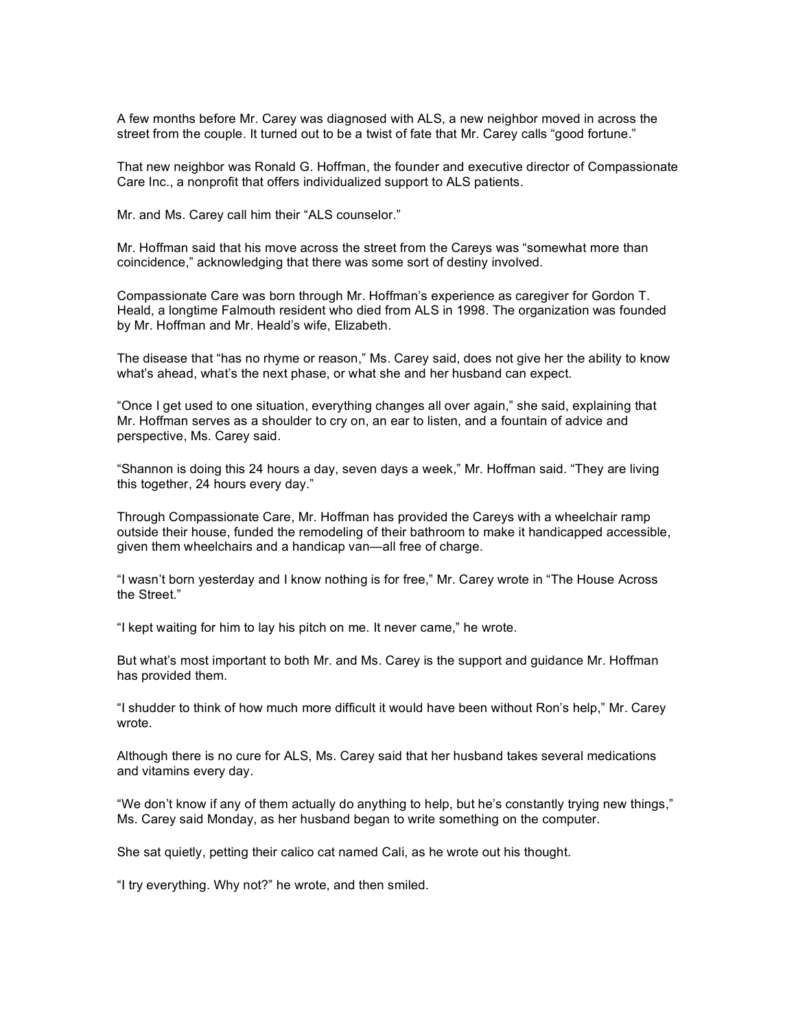A few months before Mr. Carey was diagnosed with ALS, a new neighbor moved in across the street from the couple. It turned out to be a twist of fate that Mr. Carey calls "good fortune."

That new neighbor was Ronald G. Hoffman, the founder and executive director of Compassionate Care Inc., a nonprofit that offers individualized support to ALS patients.

Mr. and Ms. Carey call him their "ALS counselor."

Mr. Hoffman said that his move across the street from the Careys was "somewhat more than coincidence," acknowledging that there was some sort of destiny involved.

Compassionate Care was born through Mr. Hoffman's experience as caregiver for Gordon T. Heald, a longtime Falmouth resident who died from ALS in 1998. The organization was founded by Mr. Hoffman and Mr. Heald's wife, Elizabeth.

The disease that "has no rhyme or reason," Ms. Carey said, does not give her the ability to know what's ahead, what's the next phase, or what she and her husband can expect.

"Once I get used to one situation, everything changes all over again," she said, explaining that Mr. Hoffman serves as a shoulder to cry on, an ear to listen, and a fountain of advice and perspective, Ms. Carey said.

"Shannon is doing this 24 hours a day, seven days a week," Mr. Hoffman said. "They are living this together, 24 hours every day."

Through Compassionate Care, Mr. Hoffman has provided the Careys with a wheelchair ramp outside their house, funded the remodeling of their bathroom to make it handicapped accessible, given them wheelchairs and a handicap van—all free of charge.

"I wasn't born yesterday and I know nothing is for free," Mr. Carey wrote in "The House Across the Street."

"I kept waiting for him to lay his pitch on me. It never came," he wrote.

But what's most important to both Mr. and Ms. Carey is the support and guidance Mr. Hoffman has provided them.

"I shudder to think of how much more difficult it would have been without Ron's help," Mr. Carey wrote.

Although there is no cure for ALS, Ms. Carey said that her husband takes several medications and vitamins every day.

"We don't know if any of them actually do anything to help, but he's constantly trying new things," Ms. Carey said Monday, as her husband began to write something on the computer.

She sat quietly, petting their calico cat named Cali, as he wrote out his thought.

"I try everything. Why not?" he wrote, and then smiled.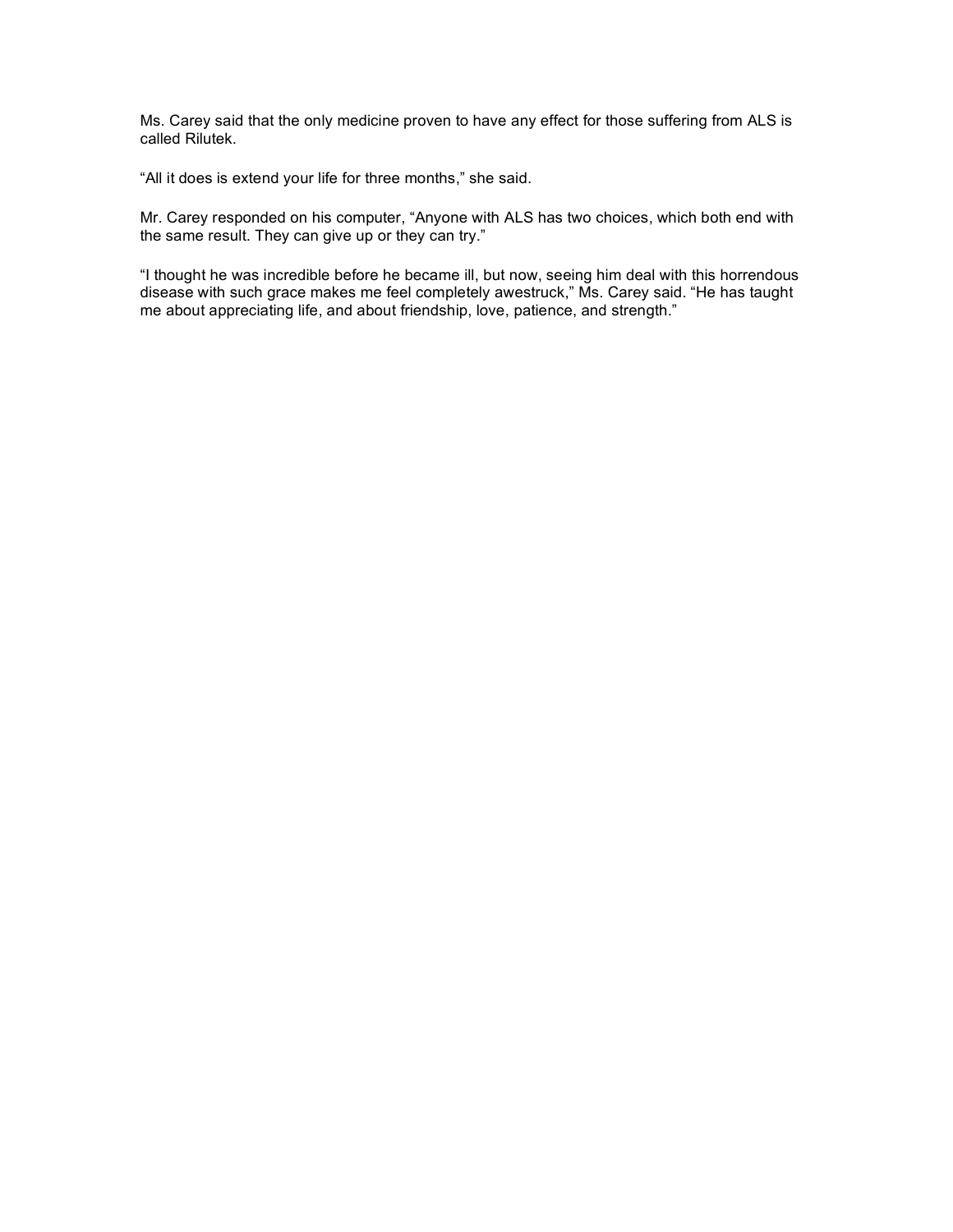Ms. Carey said that the only medicine proven to have any effect for those suffering from ALS is called Rilutek.

“All it does is extend your life for three months,” she said.

Mr. Carey responded on his computer, “Anyone with ALS has two choices, which both end with the same result. They can give up or they can try.”

“I thought he was incredible before he became ill, but now, seeing him deal with this horrendous disease with such grace makes me feel completely awestruck,” Ms. Carey said. “He has taught me about appreciating life, and about friendship, love, patience, and strength.”